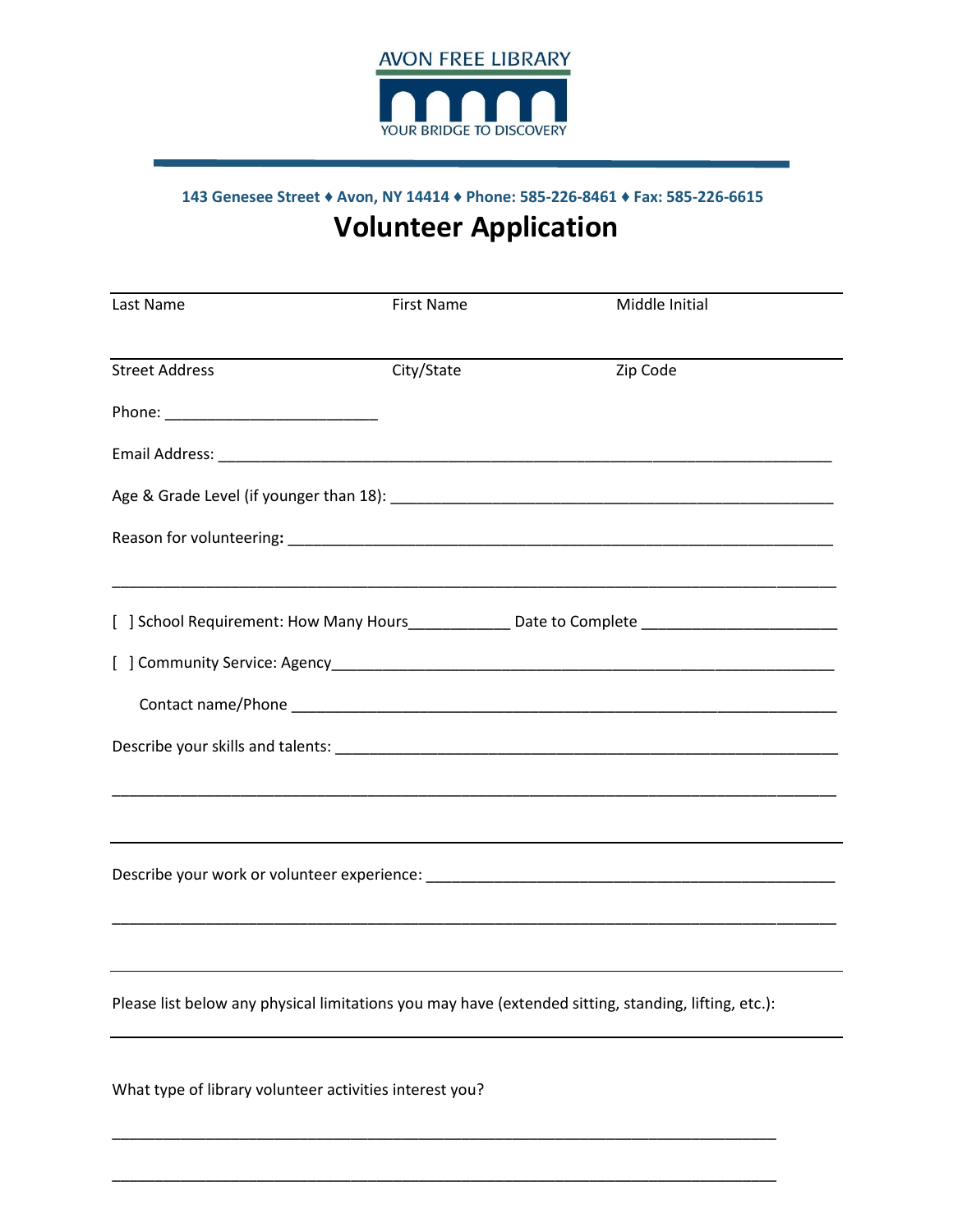AVON FREE LIBRARY

YOUR BRIDGE TO DISCOVERY

**143 Genesee Street ♦ Avon, NY 14414 ♦ Phone: 585-226-8461 ♦ Fax: 585-226-6615**

# Volunteer Application

| Last Name | First Name | Middle Initial |
|---|---|---|
| | | |

| Street Address | City/State | Zip Code |
|---|---|---|
| | | |

Phone: ________________________

Email Address: ______________________________________________________________________

Age & Grade Level (if younger than 18): ___________________________________________________

Reason for volunteering: _____________________________________________________________

_____________________________________________________________________________

[ ] School Requirement: How Many Hours___________ Date to Complete _____________________

[ ] Community Service: Agency_________________________________________________________

Contact name/Phone ___________________________________________________________

Describe your skills and talents: ________________________________________________________

_____________________________________________________________________________

_____________________________________________________________________________

Describe your work or volunteer experience: _______________________________________________

_____________________________________________________________________________

_____________________________________________________________________________

Please list below any physical limitations you may have (extended sitting, standing, lifting, etc.):

_____________________________________________________________________________

What type of library volunteer activities interest you?

_____________________________________________________________________________

_____________________________________________________________________________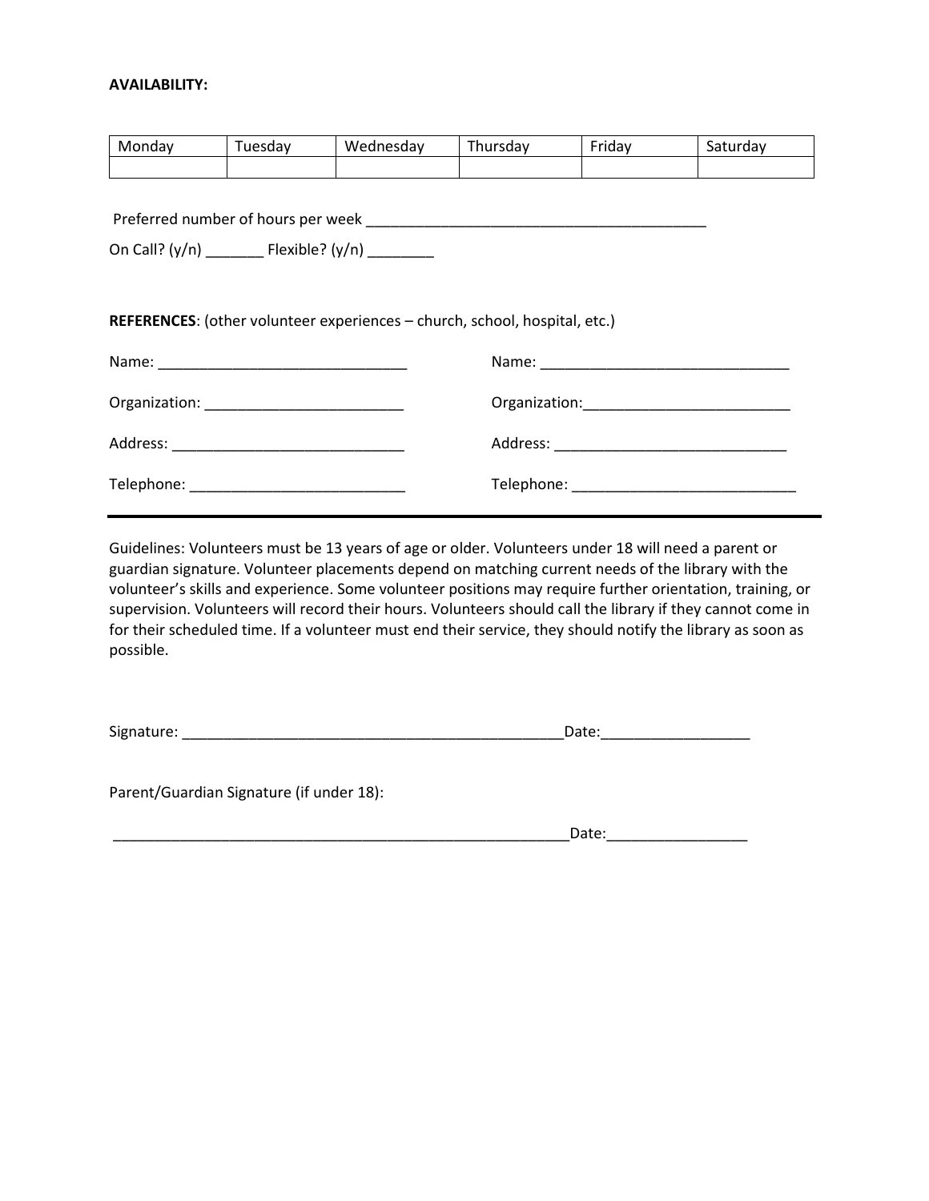**AVAILABILITY:**

| Monday | Tuesday | Wednesday | Thursday | Friday | Saturday |
|---|---|---|---|---|---|
| | | | | | |

Preferred number of hours per week ___________________________________________

On Call? (y/n) _______ Flexible? (y/n) ________

**REFERENCES**: (other volunteer experiences – church, school, hospital, etc.)

Name: _______________________________

Organization: ________________________

Address: _____________________________

Telephone: ___________________________

Name: _______________________________

Organization:__________________________

Address: _____________________________

Telephone: ___________________________

---

Guidelines: Volunteers must be 13 years of age or older. Volunteers under 18 will need a parent or guardian signature. Volunteer placements depend on matching current needs of the library with the volunteer's skills and experience. Some volunteer positions may require further orientation, training, or supervision. Volunteers will record their hours. Volunteers should call the library if they cannot come in for their scheduled time. If a volunteer must end their service, they should notify the library as soon as possible.

Signature: ________________________________________________Date:__________________

Parent/Guardian Signature (if under 18):

__________________________________________________________Date:_________________